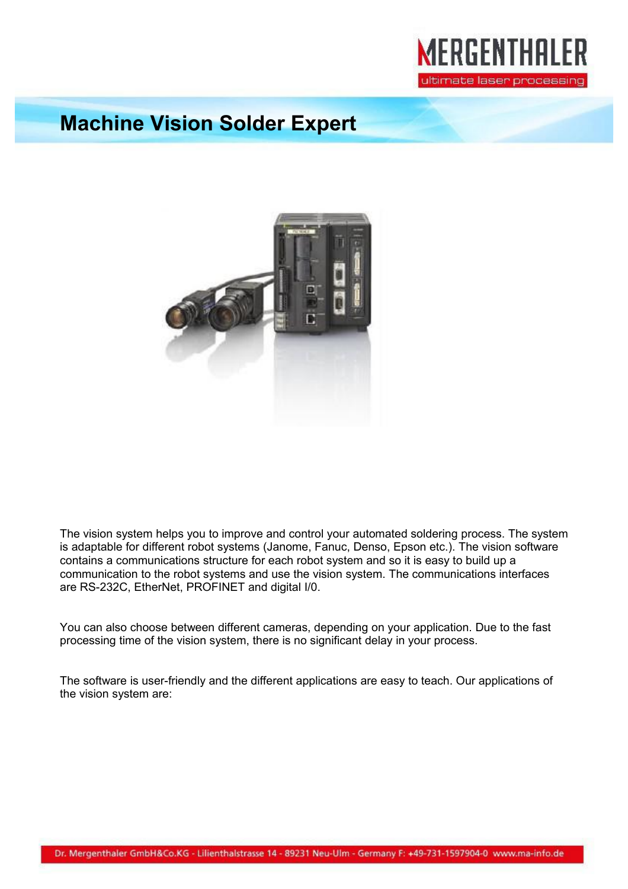# Machine Vision Solder Expert

The vision system helps you to improve and control your automated soldering process. The system is adaptable for different robot systems (Janome, Fanuc, Denso, Epson etc.). The vision software contains a communications structure for each robot system and so it is easy to build up a communication to the robot systems and use the vision system. The communications interfaces are RS-232C, EtherNet, PROFINET and digital I/0.

You can also choose between different cameras, depending on your application. Due to the fast processing time of the vision system, there is no significant delay in your process.

The software is user-friendly and the different applications are easy to teach. Our applications of the vision system are: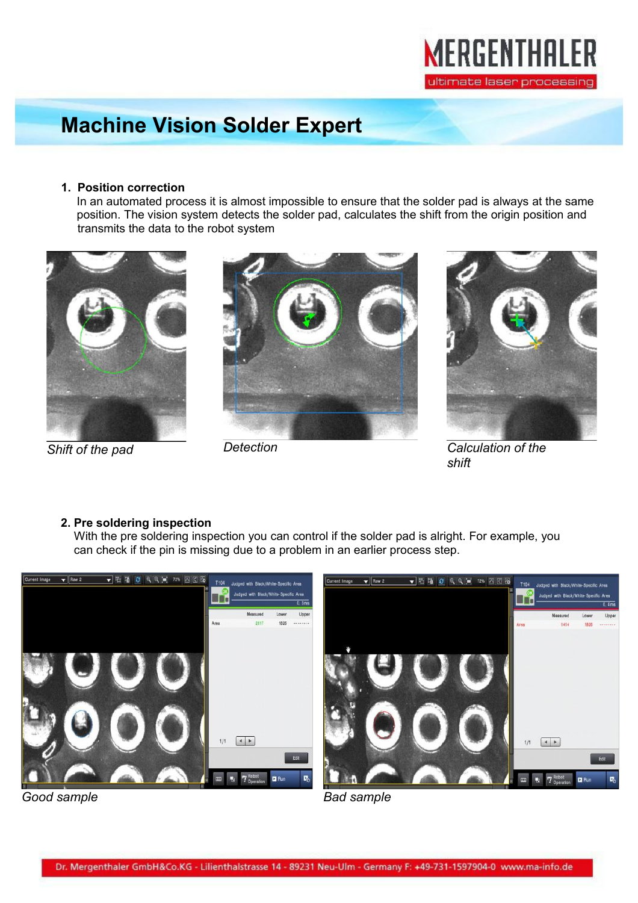# Machine Vision Solder Expert

## 1. Position correction

In an automated process it is almost impossible to ensure that the solder pad is always at the same position. The vision system detects the solder pad, calculates the shift from the origin position and transmits the data to the robot system

*Shift of the pad*

*Detection*

*Calculation of the shift*

## 2. Pre soldering inspection

With the pre soldering inspection you can control if the solder pad is alright. For example, you can check if the pin is missing due to a problem in an earlier process step.

*Good sample*

*Bad sample*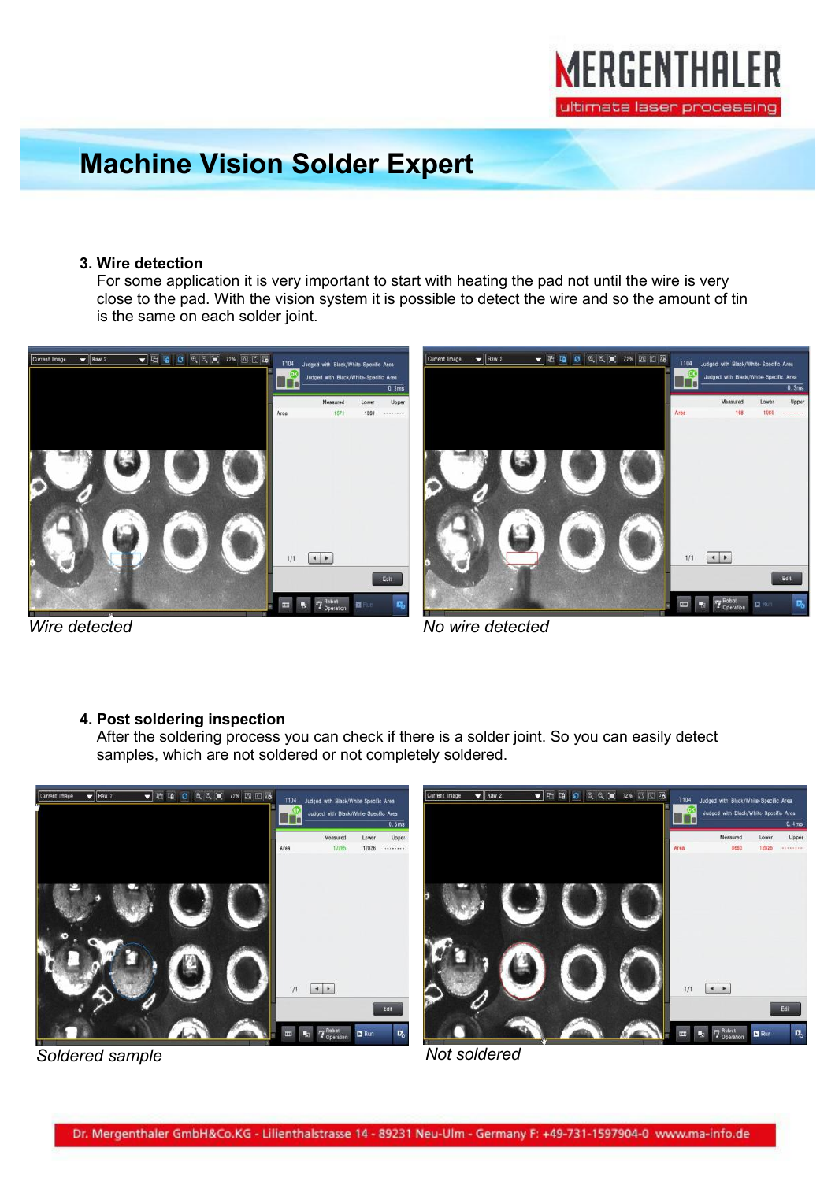# Machine Vision Solder Expert

### 3. Wire detection

For some application it is very important to start with heating the pad not until the wire is very close to the pad. With the vision system it is possible to detect the wire and so the amount of tin is the same on each solder joint.

*Wire detected*

*No wire detected*

### 4. Post soldering inspection

After the soldering process you can check if there is a solder joint. So you can easily detect samples, which are not soldered or not completely soldered.

*Soldered sample*

*Not soldered*